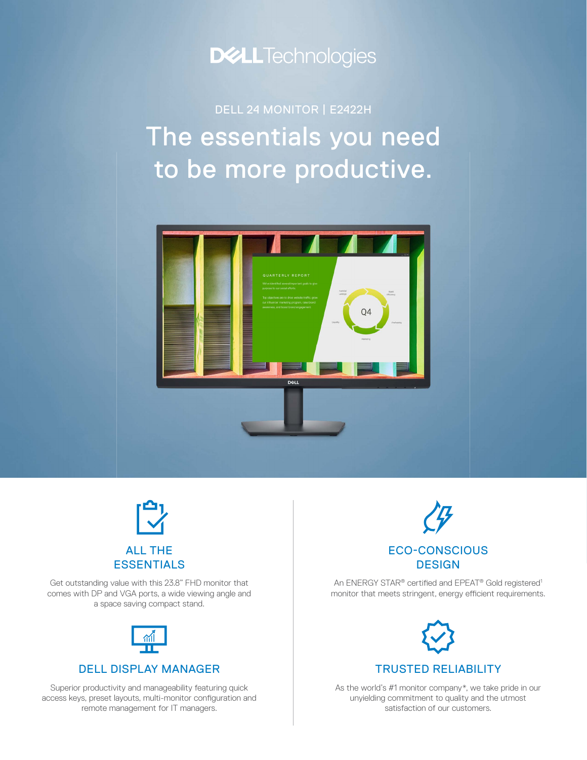DELL Technologies

DELL 24 MONITOR | E2422H

# The essentials you need to be more productive.

## ALL THE ESSENTIALS

Get outstanding value with this 23.8" FHD monitor that comes with DP and VGA ports, a wide viewing angle and a space saving compact stand.

## DELL DISPLAY MANAGER

Superior productivity and manageability featuring quick access keys, preset layouts, multi-monitor configuration and remote management for IT managers.

## ECO-CONSCIOUS DESIGN

An ENERGY STAR® certified and EPEAT® Gold registered[1] monitor that meets stringent, energy efficient requirements.

## TRUSTED RELIABILITY

As the world's #1 monitor company*, we take pride in our unyielding commitment to quality and the utmost satisfaction of our customers.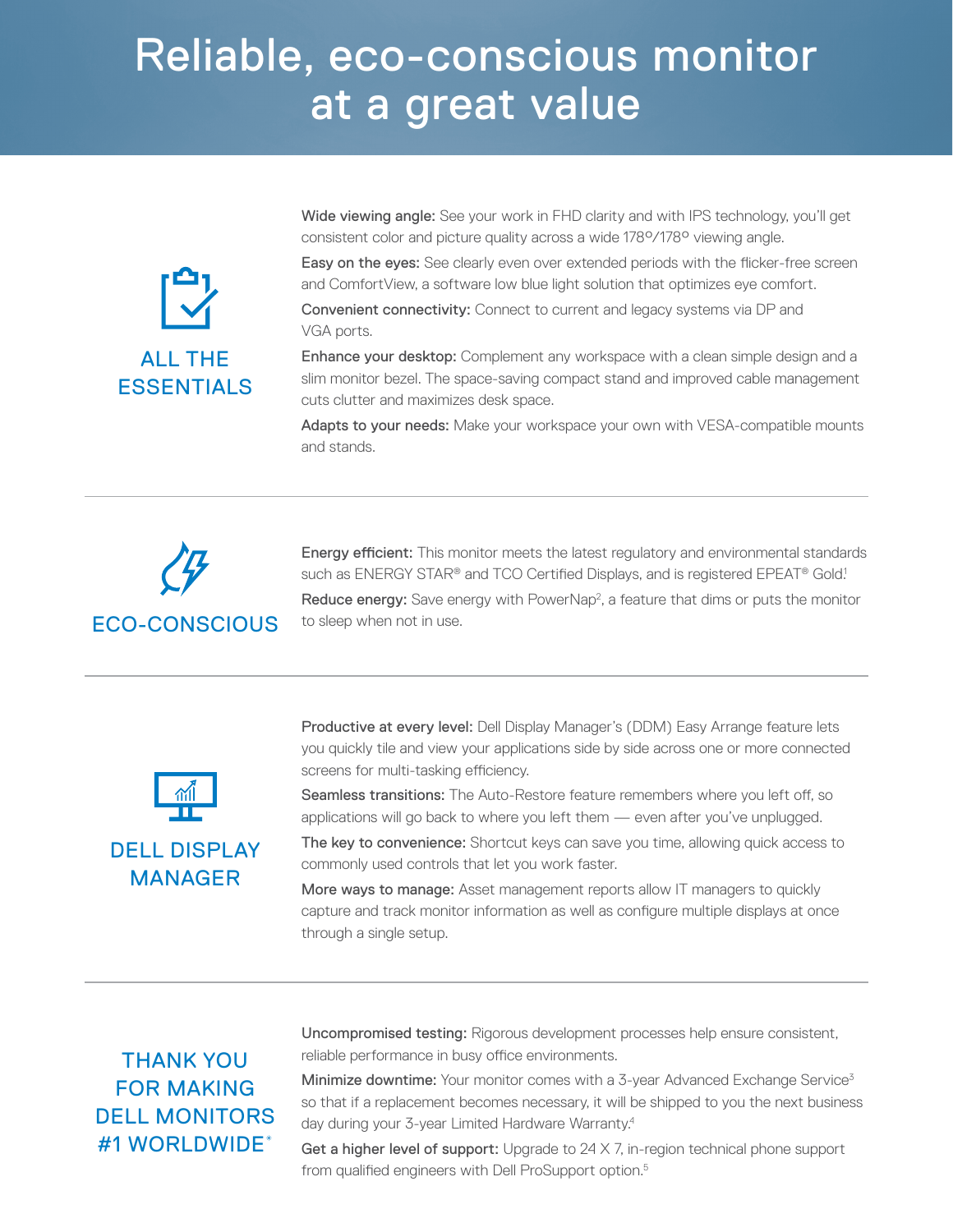# Reliable, eco-conscious monitor at a great value

## ALL THE ESSENTIALS

**Wide viewing angle:** See your work in FHD clarity and with IPS technology, you'll get consistent color and picture quality across a wide 178°/178° viewing angle.

**Easy on the eyes:** See clearly even over extended periods with the flicker-free screen and ComfortView, a software low blue light solution that optimizes eye comfort.

**Convenient connectivity:** Connect to current and legacy systems via DP and VGA ports.

**Enhance your desktop:** Complement any workspace with a clean simple design and a slim monitor bezel. The space-saving compact stand and improved cable management cuts clutter and maximizes desk space.

**Adapts to your needs:** Make your workspace your own with VESA-compatible mounts and stands.

## ECO-CONSCIOUS

**Energy efficient:** This monitor meets the latest regulatory and environmental standards such as ENERGY STAR® and TCO Certified Displays, and is registered EPEAT® Gold.[1]

**Reduce energy:** Save energy with PowerNap[2], a feature that dims or puts the monitor to sleep when not in use.

## DELL DISPLAY MANAGER

**Productive at every level:** Dell Display Manager's (DDM) Easy Arrange feature lets you quickly tile and view your applications side by side across one or more connected screens for multi-tasking efficiency.

**Seamless transitions:** The Auto-Restore feature remembers where you left off, so applications will go back to where you left them — even after you've unplugged.

**The key to convenience:** Shortcut keys can save you time, allowing quick access to commonly used controls that let you work faster.

**More ways to manage:** Asset management reports allow IT managers to quickly capture and track monitor information as well as configure multiple displays at once through a single setup.

## THANK YOU FOR MAKING DELL MONITORS #1 WORLDWIDE*

**Uncompromised testing:** Rigorous development processes help ensure consistent, reliable performance in busy office environments.

**Minimize downtime:** Your monitor comes with a 3-year Advanced Exchange Service[3] so that if a replacement becomes necessary, it will be shipped to you the next business day during your 3-year Limited Hardware Warranty.[4]

**Get a higher level of support:** Upgrade to 24 X 7, in-region technical phone support from qualified engineers with Dell ProSupport option.[5]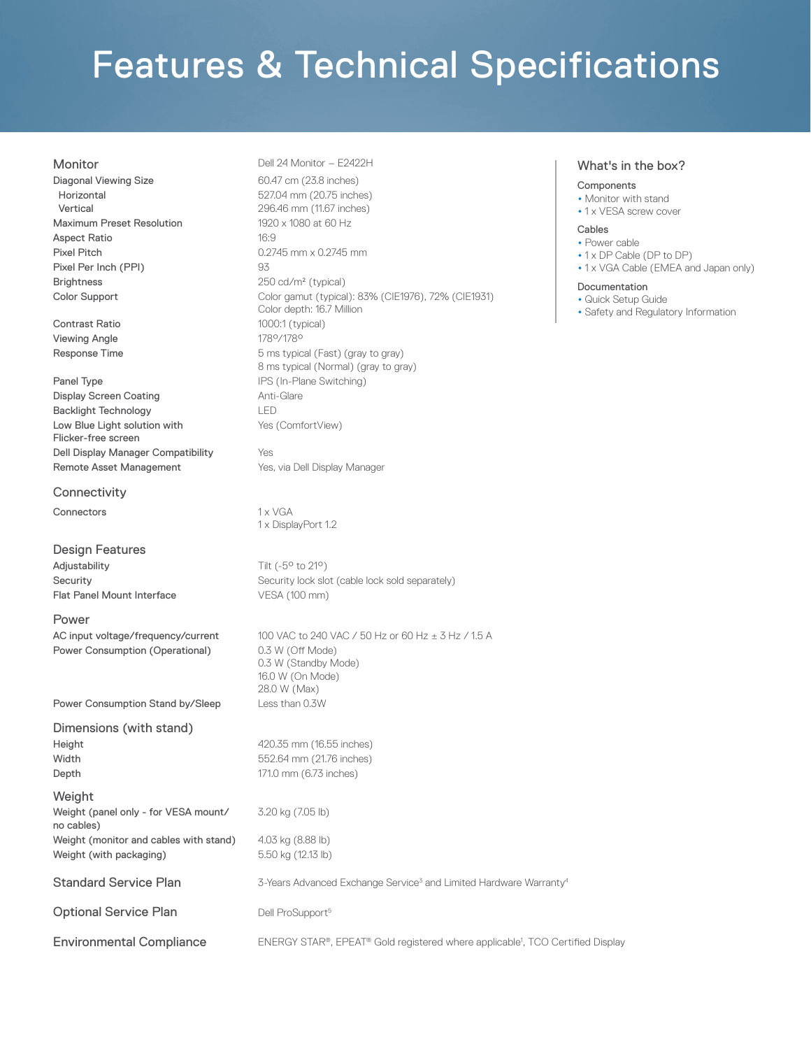# Features & Technical Specifications

| Monitor | Dell 24 Monitor – E2422H |
| --- | --- |
| Diagonal Viewing Size | 60.47 cm (23.8 inches) |
| Horizontal | 527.04 mm (20.75 inches) |
| Vertical | 296.46 mm (11.67 inches) |
| Maximum Preset Resolution | 1920 x 1080 at 60 Hz |
| Aspect Ratio | 16:9 |
| Pixel Pitch | 0.2745 mm x 0.2745 mm |
| Pixel Per Inch (PPI) | 93 |
| Brightness | 250 cd/m² (typical) |
| Color Support | Color gamut (typical): 83% (CIE1976), 72% (CIE1931)<br>Color depth: 16.7 Million |
| Contrast Ratio | 1000:1 (typical) |
| Viewing Angle | 178°/178° |
| Response Time | 5 ms typical (Fast) (gray to gray)<br>8 ms typical (Normal) (gray to gray) |
| Panel Type | IPS (In-Plane Switching) |
| Display Screen Coating | Anti-Glare |
| Backlight Technology | LED |
| Low Blue Light solution with Flicker-free screen | Yes (ComfortView) |
| Dell Display Manager Compatibility | Yes |
| Remote Asset Management | Yes, via Dell Display Manager |

## Connectivity

| | |
| --- | --- |
| Connectors | 1 x VGA<br>1 x DisplayPort 1.2 |

## Design Features

| | |
| --- | --- |
| Adjustability | Tilt (-5° to 21°) |
| Security | Security lock slot (cable lock sold separately) |
| Flat Panel Mount Interface | VESA (100 mm) |

## Power

| | |
| --- | --- |
| AC input voltage/frequency/current | 100 VAC to 240 VAC / 50 Hz or 60 Hz ± 3 Hz / 1.5 A |
| Power Consumption (Operational) | 0.3 W (Off Mode)<br>0.3 W (Standby Mode)<br>16.0 W (On Mode)<br>28.0 W (Max) |
| Power Consumption Stand by/Sleep | Less than 0.3W |

## Dimensions (with stand)

| | |
| --- | --- |
| Height | 420.35 mm (16.55 inches) |
| Width | 552.64 mm (21.76 inches) |
| Depth | 171.0 mm (6.73 inches) |

## Weight

| | |
| --- | --- |
| Weight (panel only - for VESA mount/ no cables) | 3.20 kg (7.05 lb) |
| Weight (monitor and cables with stand) | 4.03 kg (8.88 lb) |
| Weight (with packaging) | 5.50 kg (12.13 lb) |

## Standard Service Plan

3-Years Advanced Exchange Service[3] and Limited Hardware Warranty[4]

## Optional Service Plan

Dell ProSupport[5]

## Environmental Compliance

ENERGY STAR®, EPEAT® Gold registered where applicable[1], TCO Certified Display

## What's in the box?

### Components
- Monitor with stand
- 1 x VESA screw cover

### Cables
- Power cable
- 1 x DP Cable (DP to DP)
- 1 x VGA Cable (EMEA and Japan only)

### Documentation
- Quick Setup Guide
- Safety and Regulatory Information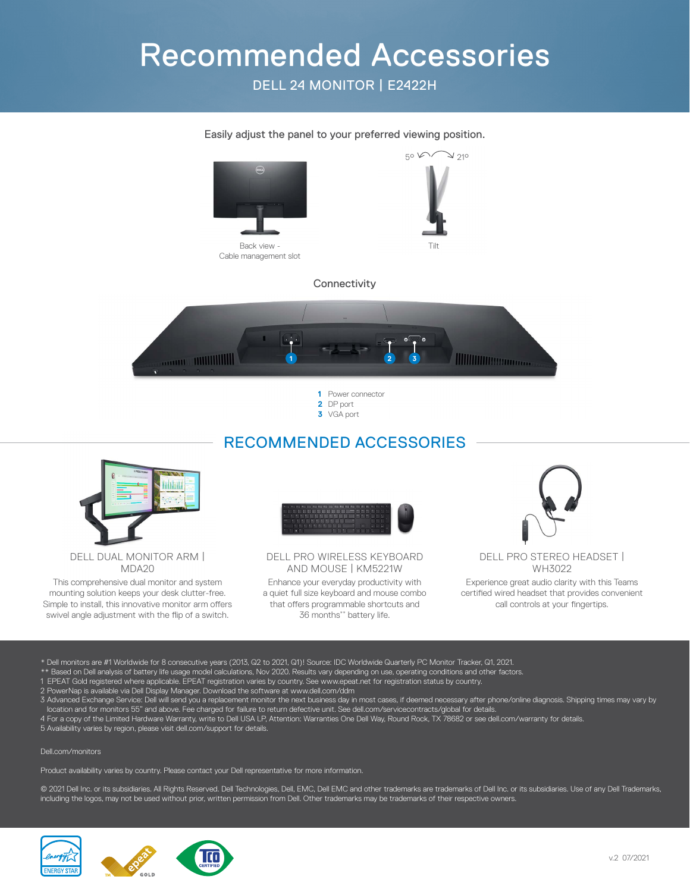# Recommended Accessories

DELL 24 MONITOR | E2422H

Easily adjust the panel to your preferred viewing position.

5° 21°

Back view - Cable management slot

Tilt

## Connectivity

1 Power connector
2 DP port
3 VGA port

## RECOMMENDED ACCESSORIES

### DELL DUAL MONITOR ARM | MDA20

This comprehensive dual monitor and system mounting solution keeps your desk clutter-free. Simple to install, this innovative monitor arm offers swivel angle adjustment with the flip of a switch.

### DELL PRO WIRELESS KEYBOARD AND MOUSE | KM5221W

Enhance your everyday productivity with a quiet full size keyboard and mouse combo that offers programmable shortcuts and 36 months** battery life.

### DELL PRO STEREO HEADSET | WH3022

Experience great audio clarity with this Teams certified wired headset that provides convenient call controls at your fingertips.

* Dell monitors are #1 Worldwide for 8 consecutive years (2013, Q2 to 2021, Q1)! Source: IDC Worldwide Quarterly PC Monitor Tracker, Q1, 2021.
** Based on Dell analysis of battery life usage model calculations, Nov 2020. Results vary depending on use, operating conditions and other factors.
1 EPEAT Gold registered where applicable. EPEAT registration varies by country. See www.epeat.net for registration status by country.
2 PowerNap is available via Dell Display Manager. Download the software at www.dell.com/ddm
3 Advanced Exchange Service: Dell will send you a replacement monitor the next business day in most cases, if deemed necessary after phone/online diagnosis. Shipping times may vary by location and for monitors 55" and above. Fee charged for failure to return defective unit. See dell.com/servicecontracts/global for details.
4 For a copy of the Limited Hardware Warranty, write to Dell USA LP, Attention: Warranties One Dell Way, Round Rock, TX 78682 or see dell.com/warranty for details.
5 Availability varies by region, please visit dell.com/support for details.

Dell.com/monitors

Product availability varies by country. Please contact your Dell representative for more information.

© 2021 Dell Inc. or its subsidiaries. All Rights Reserved. Dell Technologies, Dell, EMC, Dell EMC and other trademarks are trademarks of Dell Inc. or its subsidiaries. Use of any Dell Trademarks, including the logos, may not be used without prior, written permission from Dell. Other trademarks may be trademarks of their respective owners.

v.2 07/2021